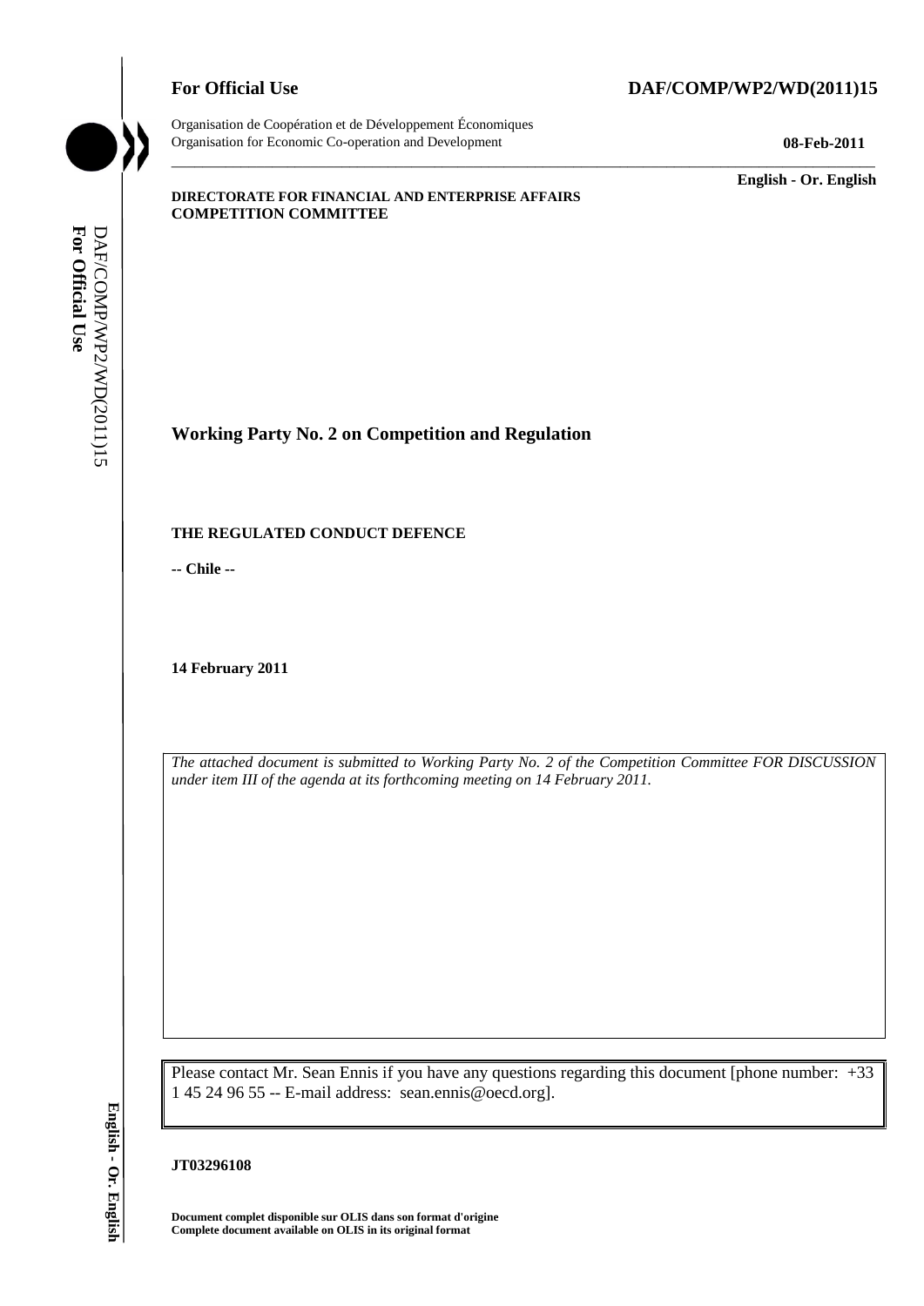**For Official Use** **DAF/COMP/WP2/WD(2011)15**

Organisation de Coopération et de Développement Économiques
Organisation for Economic Co-operation and Development **08-Feb-2011**

**English - Or. English**

**DIRECTORATE FOR FINANCIAL AND ENTERPRISE AFFAIRS**
**COMPETITION COMMITTEE**

## Working Party No. 2 on Competition and Regulation

**THE REGULATED CONDUCT DEFENCE**

**-- Chile --**

**14 February 2011**

*The attached document is submitted to Working Party No. 2 of the Competition Committee FOR DISCUSSION under item III of the agenda at its forthcoming meeting on 14 February 2011.*

Please contact Mr. Sean Ennis if you have any questions regarding this document [phone number: +33 1 45 24 96 55 -- E-mail address: sean.ennis@oecd.org].

**JT03296108**

**Document complet disponible sur OLIS dans son format d'origine**
**Complete document available on OLIS in its original format**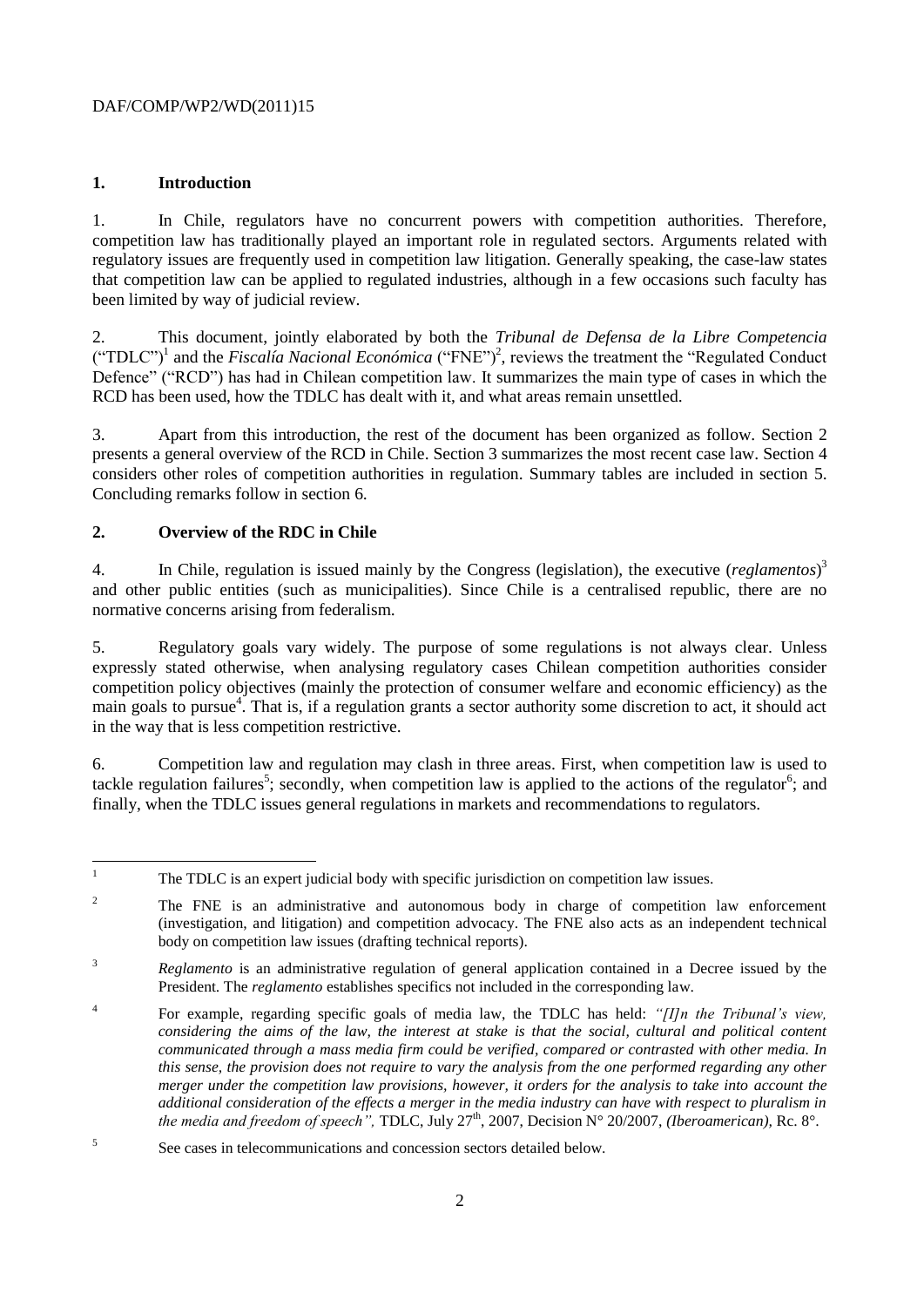## 1. Introduction

1. In Chile, regulators have no concurrent powers with competition authorities. Therefore, competition law has traditionally played an important role in regulated sectors. Arguments related with regulatory issues are frequently used in competition law litigation. Generally speaking, the case-law states that competition law can be applied to regulated industries, although in a few occasions such faculty has been limited by way of judicial review.

2. This document, jointly elaborated by both the *Tribunal de Defensa de la Libre Competencia* ("TDLC")[1] and the *Fiscalía Nacional Económica* ("FNE")[2], reviews the treatment the "Regulated Conduct Defence" ("RCD") has had in Chilean competition law. It summarizes the main type of cases in which the RCD has been used, how the TDLC has dealt with it, and what areas remain unsettled.

3. Apart from this introduction, the rest of the document has been organized as follow. Section 2 presents a general overview of the RCD in Chile. Section 3 summarizes the most recent case law. Section 4 considers other roles of competition authorities in regulation. Summary tables are included in section 5. Concluding remarks follow in section 6.

## 2. Overview of the RDC in Chile

4. In Chile, regulation is issued mainly by the Congress (legislation), the executive (*reglamentos*)[3] and other public entities (such as municipalities). Since Chile is a centralised republic, there are no normative concerns arising from federalism.

5. Regulatory goals vary widely. The purpose of some regulations is not always clear. Unless expressly stated otherwise, when analysing regulatory cases Chilean competition authorities consider competition policy objectives (mainly the protection of consumer welfare and economic efficiency) as the main goals to pursue[4]. That is, if a regulation grants a sector authority some discretion to act, it should act in the way that is less competition restrictive.

6. Competition law and regulation may clash in three areas. First, when competition law is used to tackle regulation failures[5]; secondly, when competition law is applied to the actions of the regulator[6]; and finally, when the TDLC issues general regulations in markets and recommendations to regulators.

---

[1] The TDLC is an expert judicial body with specific jurisdiction on competition law issues.

[2] The FNE is an administrative and autonomous body in charge of competition law enforcement (investigation, and litigation) and competition advocacy. The FNE also acts as an independent technical body on competition law issues (drafting technical reports).

[3] *Reglamento* is an administrative regulation of general application contained in a Decree issued by the President. The *reglamento* establishes specifics not included in the corresponding law.

[4] For example, regarding specific goals of media law, the TDLC has held: *"[I]n the Tribunal's view, considering the aims of the law, the interest at stake is that the social, cultural and political content communicated through a mass media firm could be verified, compared or contrasted with other media. In this sense, the provision does not require to vary the analysis from the one performed regarding any other merger under the competition law provisions, however, it orders for the analysis to take into account the additional consideration of the effects a merger in the media industry can have with respect to pluralism in the media and freedom of speech"*, TDLC, July 27th, 2007, Decision N° 20/2007, *(Iberoamerican)*, Rc. 8°.

[5] See cases in telecommunications and concession sectors detailed below.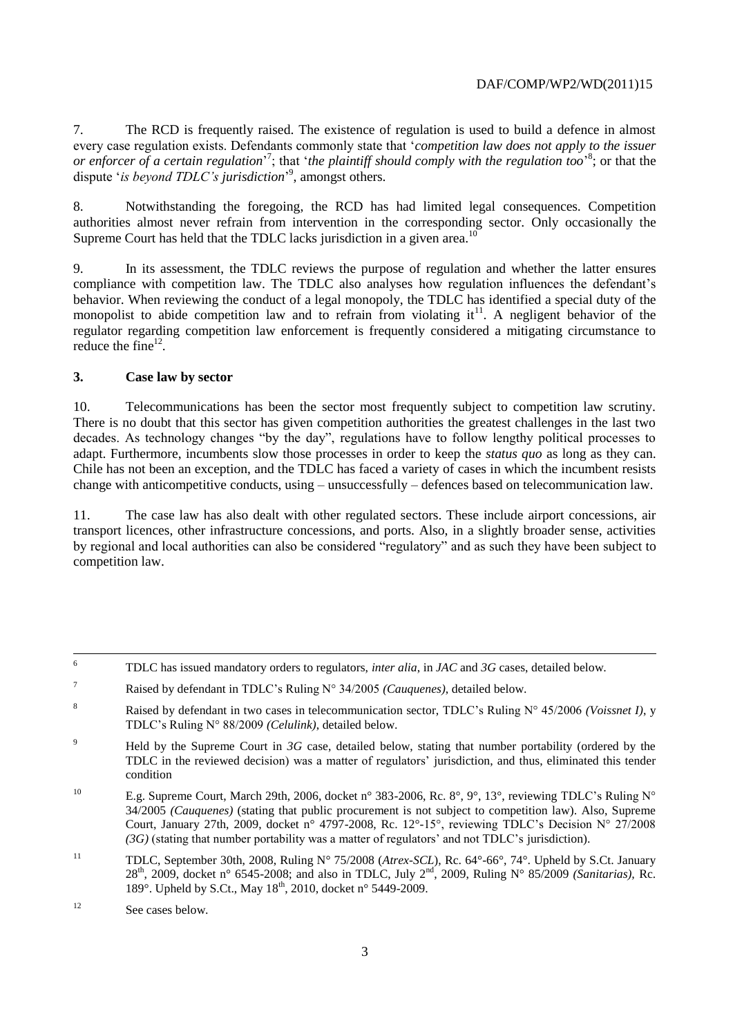7. The RCD is frequently raised. The existence of regulation is used to build a defence in almost every case regulation exists. Defendants commonly state that '*competition law does not apply to the issuer or enforcer of a certain regulation*'[7]; that '*the plaintiff should comply with the regulation too*'[8]; or that the dispute '*is beyond TDLC's jurisdiction*'[9], amongst others.

8. Notwithstanding the foregoing, the RCD has had limited legal consequences. Competition authorities almost never refrain from intervention in the corresponding sector. Only occasionally the Supreme Court has held that the TDLC lacks jurisdiction in a given area.[10]

9. In its assessment, the TDLC reviews the purpose of regulation and whether the latter ensures compliance with competition law. The TDLC also analyses how regulation influences the defendant's behavior. When reviewing the conduct of a legal monopoly, the TDLC has identified a special duty of the monopolist to abide competition law and to refrain from violating it[11]. A negligent behavior of the regulator regarding competition law enforcement is frequently considered a mitigating circumstance to reduce the fine[12].

## 3. Case law by sector

10. Telecommunications has been the sector most frequently subject to competition law scrutiny. There is no doubt that this sector has given competition authorities the greatest challenges in the last two decades. As technology changes "by the day", regulations have to follow lengthy political processes to adapt. Furthermore, incumbents slow those processes in order to keep the *status quo* as long as they can. Chile has not been an exception, and the TDLC has faced a variety of cases in which the incumbent resists change with anticompetitive conducts, using – unsuccessfully – defences based on telecommunication law.

11. The case law has also dealt with other regulated sectors. These include airport concessions, air transport licences, other infrastructure concessions, and ports. Also, in a slightly broader sense, activities by regional and local authorities can also be considered "regulatory" and as such they have been subject to competition law.

---

[6] TDLC has issued mandatory orders to regulators, *inter alia*, in *JAC* and *3G* cases, detailed below.

[7] Raised by defendant in TDLC's Ruling N° 34/2005 *(Cauquenes)*, detailed below.

[8] Raised by defendant in two cases in telecommunication sector, TDLC's Ruling N° 45/2006 *(Voissnet I)*, y TDLC's Ruling N° 88/2009 *(Celulink)*, detailed below.

[9] Held by the Supreme Court in *3G* case, detailed below, stating that number portability (ordered by the TDLC in the reviewed decision) was a matter of regulators' jurisdiction, and thus, eliminated this tender condition

[10] E.g. Supreme Court, March 29th, 2006, docket n° 383-2006, Rc. 8°, 9°, 13°, reviewing TDLC's Ruling N° 34/2005 *(Cauquenes)* (stating that public procurement is not subject to competition law). Also, Supreme Court, January 27th, 2009, docket n° 4797-2008, Rc. 12°-15°, reviewing TDLC's Decision N° 27/2008 *(3G)* (stating that number portability was a matter of regulators' and not TDLC's jurisdiction).

[11] TDLC, September 30th, 2008, Ruling N° 75/2008 (*Atrex-SCL*), Rc. 64°-66°, 74°. Upheld by S.Ct. January 28th, 2009, docket n° 6545-2008; and also in TDLC, July 2nd, 2009, Ruling N° 85/2009 *(Sanitarias)*, Rc. 189°. Upheld by S.Ct., May 18th, 2010, docket n° 5449-2009.

[12] See cases below.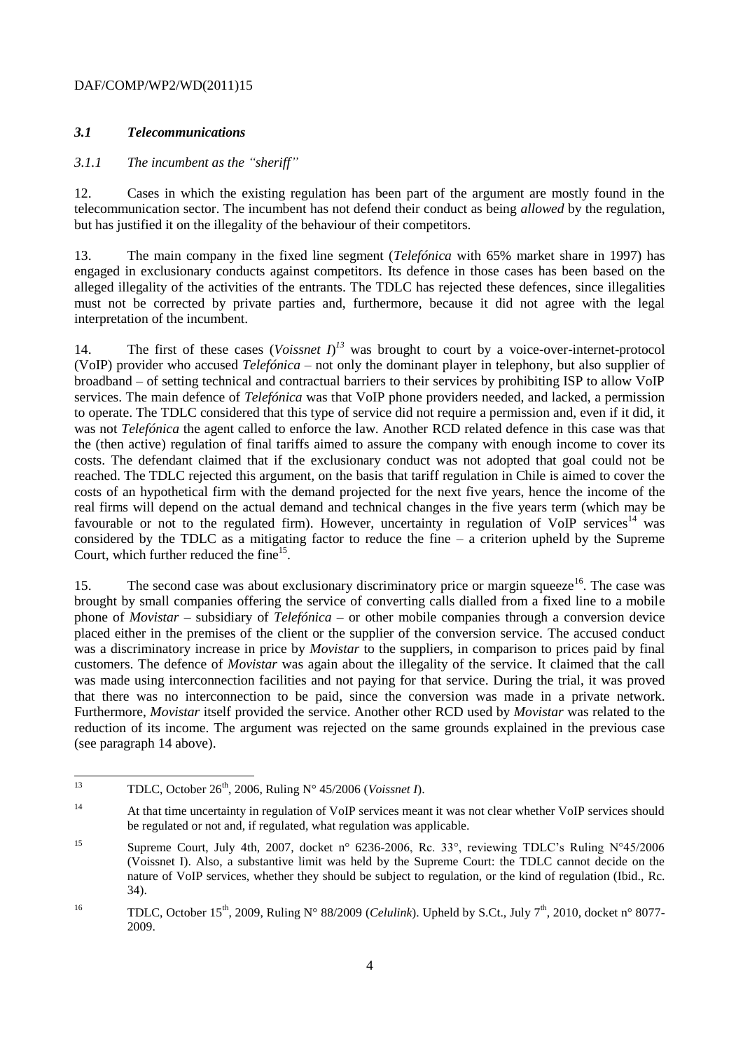### *3.1 Telecommunications*

#### *3.1.1 The incumbent as the "sheriff"*

12. Cases in which the existing regulation has been part of the argument are mostly found in the telecommunication sector. The incumbent has not defend their conduct as being *allowed* by the regulation, but has justified it on the illegality of the behaviour of their competitors.

13. The main company in the fixed line segment (*Telefónica* with 65% market share in 1997) has engaged in exclusionary conducts against competitors. Its defence in those cases has been based on the alleged illegality of the activities of the entrants. The TDLC has rejected these defences, since illegalities must not be corrected by private parties and, furthermore, because it did not agree with the legal interpretation of the incumbent.

14. The first of these cases (*Voissnet I*)[13] was brought to court by a voice-over-internet-protocol (VoIP) provider who accused *Telefónica* – not only the dominant player in telephony, but also supplier of broadband – of setting technical and contractual barriers to their services by prohibiting ISP to allow VoIP services. The main defence of *Telefónica* was that VoIP phone providers needed, and lacked, a permission to operate. The TDLC considered that this type of service did not require a permission and, even if it did, it was not *Telefónica* the agent called to enforce the law. Another RCD related defence in this case was that the (then active) regulation of final tariffs aimed to assure the company with enough income to cover its costs. The defendant claimed that if the exclusionary conduct was not adopted that goal could not be reached. The TDLC rejected this argument, on the basis that tariff regulation in Chile is aimed to cover the costs of an hypothetical firm with the demand projected for the next five years, hence the income of the real firms will depend on the actual demand and technical changes in the five years term (which may be favourable or not to the regulated firm). However, uncertainty in regulation of VoIP services[14] was considered by the TDLC as a mitigating factor to reduce the fine – a criterion upheld by the Supreme Court, which further reduced the fine[15].

15. The second case was about exclusionary discriminatory price or margin squeeze[16]. The case was brought by small companies offering the service of converting calls dialled from a fixed line to a mobile phone of *Movistar* – subsidiary of *Telefónica* – or other mobile companies through a conversion device placed either in the premises of the client or the supplier of the conversion service. The accused conduct was a discriminatory increase in price by *Movistar* to the suppliers, in comparison to prices paid by final customers. The defence of *Movistar* was again about the illegality of the service. It claimed that the call was made using interconnection facilities and not paying for that service. During the trial, it was proved that there was no interconnection to be paid, since the conversion was made in a private network. Furthermore, *Movistar* itself provided the service. Another other RCD used by *Movistar* was related to the reduction of its income. The argument was rejected on the same grounds explained in the previous case (see paragraph 14 above).

---

[13] TDLC, October 26th, 2006, Ruling N° 45/2006 (*Voissnet I*).

[14] At that time uncertainty in regulation of VoIP services meant it was not clear whether VoIP services should be regulated or not and, if regulated, what regulation was applicable.

[15] Supreme Court, July 4th, 2007, docket n° 6236-2006, Rc. 33°, reviewing TDLC's Ruling N°45/2006 (Voissnet I). Also, a substantive limit was held by the Supreme Court: the TDLC cannot decide on the nature of VoIP services, whether they should be subject to regulation, or the kind of regulation (Ibid., Rc. 34).

[16] TDLC, October 15th, 2009, Ruling N° 88/2009 (*Celulink*). Upheld by S.Ct., July 7th, 2010, docket n° 8077-2009.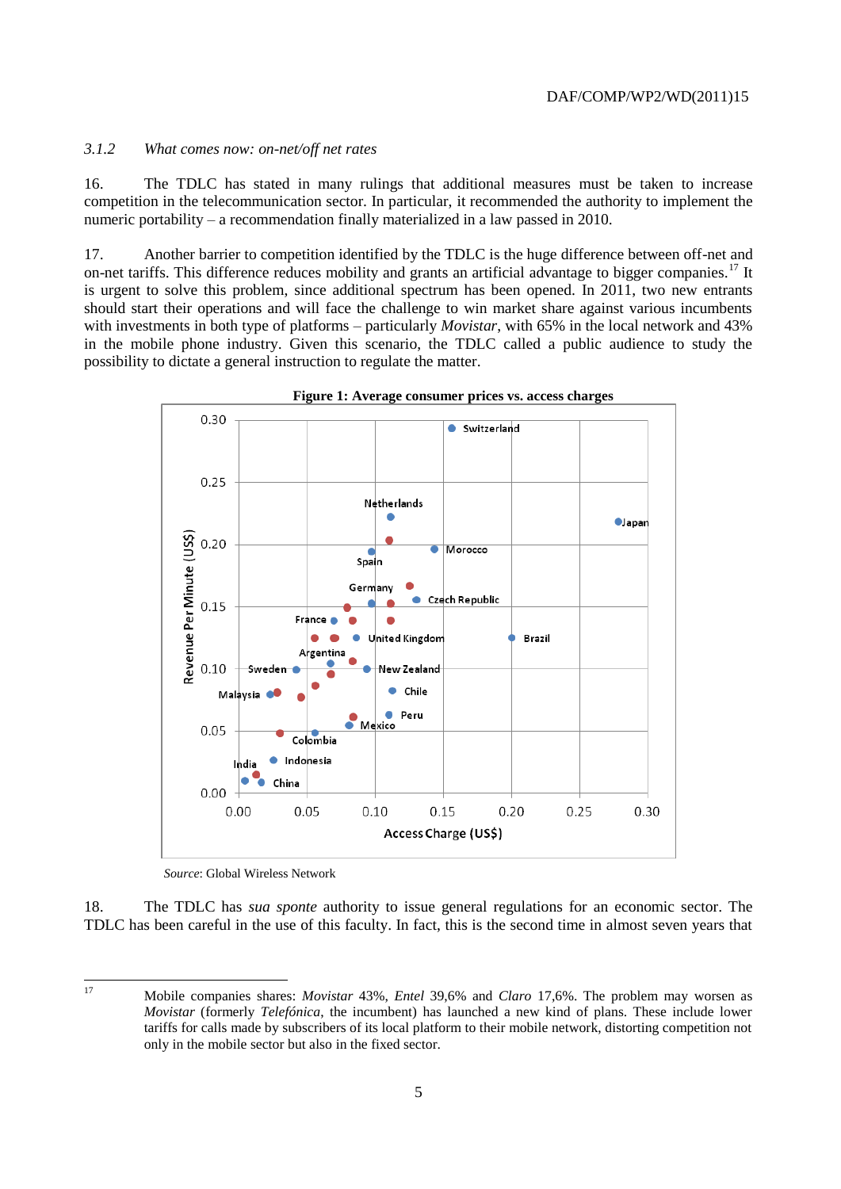### 3.1.2 *What comes now: on-net/off net rates*

16. The TDLC has stated in many rulings that additional measures must be taken to increase competition in the telecommunication sector. In particular, it recommended the authority to implement the numeric portability – a recommendation finally materialized in a law passed in 2010.

17. Another barrier to competition identified by the TDLC is the huge difference between off-net and on-net tariffs. This difference reduces mobility and grants an artificial advantage to bigger companies.[17] It is urgent to solve this problem, since additional spectrum has been opened. In 2011, two new entrants should start their operations and will face the challenge to win market share against various incumbents with investments in both type of platforms – particularly *Movistar*, with 65% in the local network and 43% in the mobile phone industry. Given this scenario, the TDLC called a public audience to study the possibility to dictate a general instruction to regulate the matter.

**Figure 1: Average consumer prices vs. access charges**

*Source*: Global Wireless Network

18. The TDLC has *sua sponte* authority to issue general regulations for an economic sector. The TDLC has been careful in the use of this faculty. In fact, this is the second time in almost seven years that

[17] Mobile companies shares: *Movistar* 43%, *Entel* 39,6% and *Claro* 17,6%. The problem may worsen as *Movistar* (formerly *Telefónica*, the incumbent) has launched a new kind of plans. These include lower tariffs for calls made by subscribers of its local platform to their mobile network, distorting competition not only in the mobile sector but also in the fixed sector.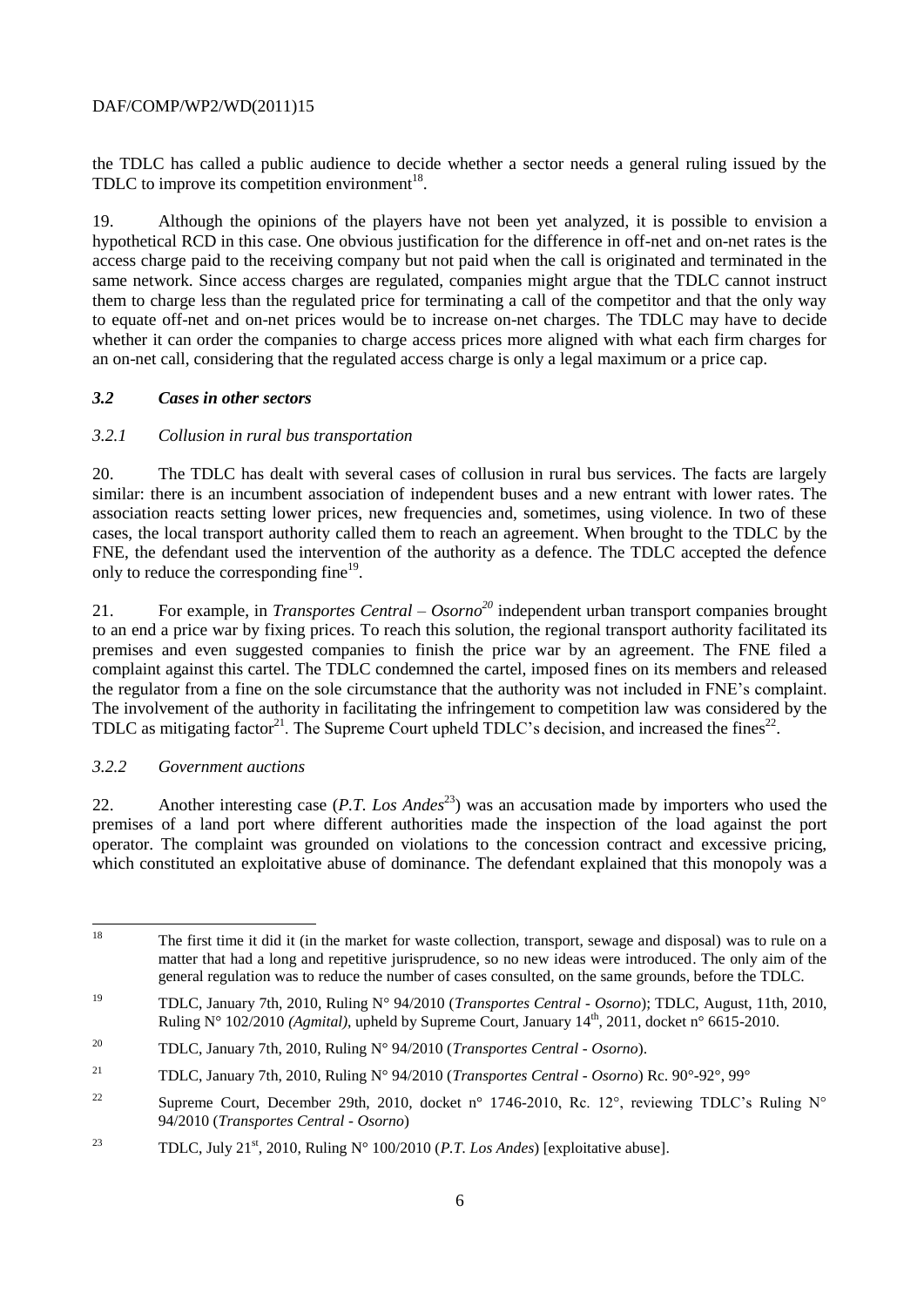the TDLC has called a public audience to decide whether a sector needs a general ruling issued by the TDLC to improve its competition environment[18].

19. Although the opinions of the players have not been yet analyzed, it is possible to envision a hypothetical RCD in this case. One obvious justification for the difference in off-net and on-net rates is the access charge paid to the receiving company but not paid when the call is originated and terminated in the same network. Since access charges are regulated, companies might argue that the TDLC cannot instruct them to charge less than the regulated price for terminating a call of the competitor and that the only way to equate off-net and on-net prices would be to increase on-net charges. The TDLC may have to decide whether it can order the companies to charge access prices more aligned with what each firm charges for an on-net call, considering that the regulated access charge is only a legal maximum or a price cap.

### *3.2 Cases in other sectors*

#### *3.2.1 Collusion in rural bus transportation*

20. The TDLC has dealt with several cases of collusion in rural bus services. The facts are largely similar: there is an incumbent association of independent buses and a new entrant with lower rates. The association reacts setting lower prices, new frequencies and, sometimes, using violence. In two of these cases, the local transport authority called them to reach an agreement. When brought to the TDLC by the FNE, the defendant used the intervention of the authority as a defence. The TDLC accepted the defence only to reduce the corresponding fine[19].

21. For example, in *Transportes Central – Osorno*[20] independent urban transport companies brought to an end a price war by fixing prices. To reach this solution, the regional transport authority facilitated its premises and even suggested companies to finish the price war by an agreement. The FNE filed a complaint against this cartel. The TDLC condemned the cartel, imposed fines on its members and released the regulator from a fine on the sole circumstance that the authority was not included in FNE's complaint. The involvement of the authority in facilitating the infringement to competition law was considered by the TDLC as mitigating factor[21]. The Supreme Court upheld TDLC's decision, and increased the fines[22].

#### *3.2.2 Government auctions*

22. Another interesting case (*P.T. Los Andes*[23]) was an accusation made by importers who used the premises of a land port where different authorities made the inspection of the load against the port operator. The complaint was grounded on violations to the concession contract and excessive pricing, which constituted an exploitative abuse of dominance. The defendant explained that this monopoly was a

---

[18] The first time it did it (in the market for waste collection, transport, sewage and disposal) was to rule on a matter that had a long and repetitive jurisprudence, so no new ideas were introduced. The only aim of the general regulation was to reduce the number of cases consulted, on the same grounds, before the TDLC.

[19] TDLC, January 7th, 2010, Ruling N° 94/2010 (*Transportes Central - Osorno*); TDLC, August, 11th, 2010, Ruling N° 102/2010 *(Agmital)*, upheld by Supreme Court, January 14th, 2011, docket n° 6615-2010.

[20] TDLC, January 7th, 2010, Ruling N° 94/2010 (*Transportes Central - Osorno*).

[21] TDLC, January 7th, 2010, Ruling N° 94/2010 (*Transportes Central - Osorno*) Rc. 90°-92°, 99°

[22] Supreme Court, December 29th, 2010, docket n° 1746-2010, Rc. 12°, reviewing TDLC's Ruling N° 94/2010 (*Transportes Central - Osorno*)

[23] TDLC, July 21st, 2010, Ruling N° 100/2010 (*P.T. Los Andes*) [exploitative abuse].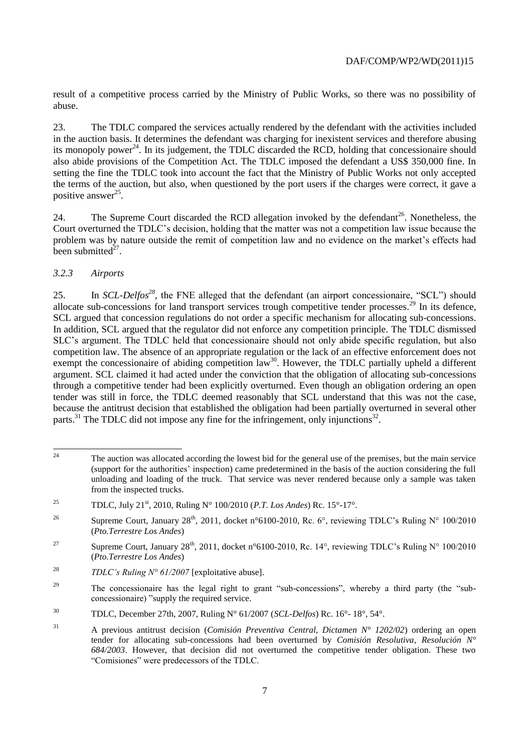result of a competitive process carried by the Ministry of Public Works, so there was no possibility of abuse.

23. The TDLC compared the services actually rendered by the defendant with the activities included in the auction basis. It determines the defendant was charging for inexistent services and therefore abusing its monopoly power[24]. In its judgement, the TDLC discarded the RCD, holding that concessionaire should also abide provisions of the Competition Act. The TDLC imposed the defendant a US$ 350,000 fine. In setting the fine the TDLC took into account the fact that the Ministry of Public Works not only accepted the terms of the auction, but also, when questioned by the port users if the charges were correct, it gave a positive answer[25].

24. The Supreme Court discarded the RCD allegation invoked by the defendant[26]. Nonetheless, the Court overturned the TDLC's decision, holding that the matter was not a competition law issue because the problem was by nature outside the remit of competition law and no evidence on the market's effects had been submitted[27].

### *3.2.3 Airports*

25. In *SCL-Delfos*[28], the FNE alleged that the defendant (an airport concessionaire, "SCL") should allocate sub-concessions for land transport services trough competitive tender processes.[29] In its defence, SCL argued that concession regulations do not order a specific mechanism for allocating sub-concessions. In addition, SCL argued that the regulator did not enforce any competition principle. The TDLC dismissed SLC's argument. The TDLC held that concessionaire should not only abide specific regulation, but also competition law. The absence of an appropriate regulation or the lack of an effective enforcement does not exempt the concessionaire of abiding competition law[30]. However, the TDLC partially upheld a different argument. SCL claimed it had acted under the conviction that the obligation of allocating sub-concessions through a competitive tender had been explicitly overturned. Even though an obligation ordering an open tender was still in force, the TDLC deemed reasonably that SCL understand that this was not the case, because the antitrust decision that established the obligation had been partially overturned in several other parts.[31] The TDLC did not impose any fine for the infringement, only injunctions[32].

---

[24] The auction was allocated according the lowest bid for the general use of the premises, but the main service (support for the authorities' inspection) came predetermined in the basis of the auction considering the full unloading and loading of the truck. That service was never rendered because only a sample was taken from the inspected trucks.

[25] TDLC, July 21st, 2010, Ruling N° 100/2010 (*P.T. Los Andes*) Rc. 15°-17°.

[26] Supreme Court, January 28th, 2011, docket n°6100-2010, Rc. 6°, reviewing TDLC's Ruling N° 100/2010 (*Pto.Terrestre Los Andes*)

[27] Supreme Court, January 28th, 2011, docket n°6100-2010, Rc. 14°, reviewing TDLC's Ruling N° 100/2010 (*Pto.Terrestre Los Andes*)

[28] *TDLC's Ruling N° 61/2007* [exploitative abuse].

[29] The concessionaire has the legal right to grant "sub-concessions", whereby a third party (the "sub-concessionaire) "supply the required service.

[30] TDLC, December 27th, 2007, Ruling N° 61/2007 (*SCL-Delfos*) Rc. 16°- 18°, 54°.

[31] A previous antitrust decision (*Comisión Preventiva Central, Dictamen N° 1202/02*) ordering an open tender for allocating sub-concessions had been overturned by *Comisión Resolutiva, Resolución N° 684/2003*. However, that decision did not overturned the competitive tender obligation. These two "Comisiones" were predecessors of the TDLC.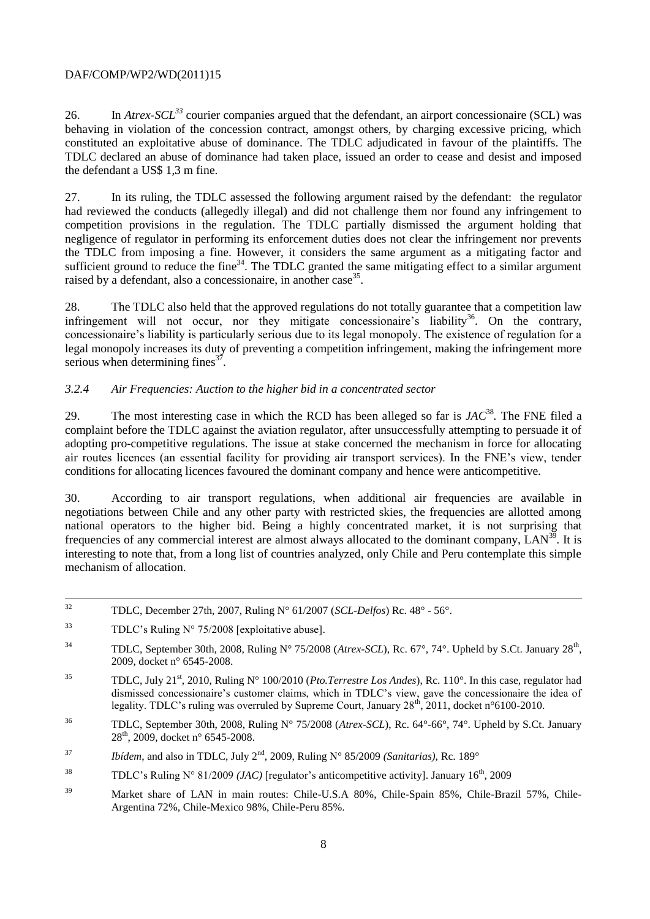26. In *Atrex-SCL*[33] courier companies argued that the defendant, an airport concessionaire (SCL) was behaving in violation of the concession contract, amongst others, by charging excessive pricing, which constituted an exploitative abuse of dominance. The TDLC adjudicated in favour of the plaintiffs. The TDLC declared an abuse of dominance had taken place, issued an order to cease and desist and imposed the defendant a US$ 1,3 m fine.

27. In its ruling, the TDLC assessed the following argument raised by the defendant: the regulator had reviewed the conducts (allegedly illegal) and did not challenge them nor found any infringement to competition provisions in the regulation. The TDLC partially dismissed the argument holding that negligence of regulator in performing its enforcement duties does not clear the infringement nor prevents the TDLC from imposing a fine. However, it considers the same argument as a mitigating factor and sufficient ground to reduce the fine[34]. The TDLC granted the same mitigating effect to a similar argument raised by a defendant, also a concessionaire, in another case[35].

28. The TDLC also held that the approved regulations do not totally guarantee that a competition law infringement will not occur, nor they mitigate concessionaire's liability[36]. On the contrary, concessionaire's liability is particularly serious due to its legal monopoly. The existence of regulation for a legal monopoly increases its duty of preventing a competition infringement, making the infringement more serious when determining fines[37].

### *3.2.4 Air Frequencies: Auction to the higher bid in a concentrated sector*

29. The most interesting case in which the RCD has been alleged so far is *JAC*[38]. The FNE filed a complaint before the TDLC against the aviation regulator, after unsuccessfully attempting to persuade it of adopting pro-competitive regulations. The issue at stake concerned the mechanism in force for allocating air routes licences (an essential facility for providing air transport services). In the FNE's view, tender conditions for allocating licences favoured the dominant company and hence were anticompetitive.

30. According to air transport regulations, when additional air frequencies are available in negotiations between Chile and any other party with restricted skies, the frequencies are allotted among national operators to the higher bid. Being a highly concentrated market, it is not surprising that frequencies of any commercial interest are almost always allocated to the dominant company, LAN[39]. It is interesting to note that, from a long list of countries analyzed, only Chile and Peru contemplate this simple mechanism of allocation.

---

[32] TDLC, December 27th, 2007, Ruling N° 61/2007 (*SCL-Delfos*) Rc. 48° - 56°.

[33] TDLC's Ruling N° 75/2008 [exploitative abuse].

[34] TDLC, September 30th, 2008, Ruling N° 75/2008 (*Atrex-SCL*), Rc. 67°, 74°. Upheld by S.Ct. January 28th, 2009, docket n° 6545-2008.

[35] TDLC, July 21st, 2010, Ruling N° 100/2010 (*Pto.Terrestre Los Andes*), Rc. 110°. In this case, regulator had dismissed concessionaire's customer claims, which in TDLC's view, gave the concessionaire the idea of legality. TDLC's ruling was overruled by Supreme Court, January 28th, 2011, docket n°6100-2010.

[36] TDLC, September 30th, 2008, Ruling N° 75/2008 (*Atrex-SCL*), Rc. 64°-66°, 74°. Upheld by S.Ct. January 28th, 2009, docket n° 6545-2008.

[37] *Ibídem*, and also in TDLC, July 2nd, 2009, Ruling N° 85/2009 *(Sanitarias)*, Rc. 189°

[38] TDLC's Ruling N° 81/2009 *(JAC)* [regulator's anticompetitive activity]. January 16th, 2009

[39] Market share of LAN in main routes: Chile-U.S.A 80%, Chile-Spain 85%, Chile-Brazil 57%, Chile-Argentina 72%, Chile-Mexico 98%, Chile-Peru 85%.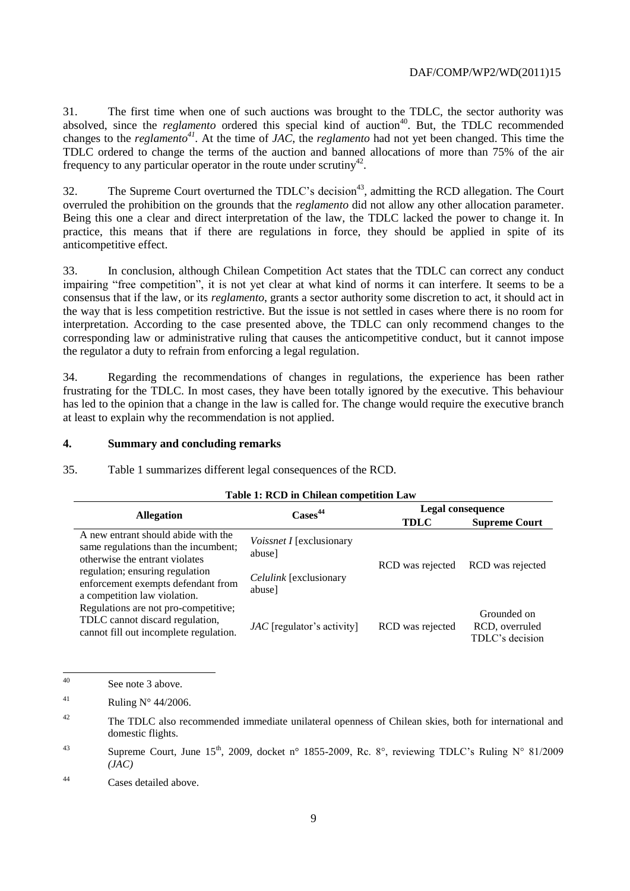31. The first time when one of such auctions was brought to the TDLC, the sector authority was absolved, since the *reglamento* ordered this special kind of auction[40]. But, the TDLC recommended changes to the *reglamento*[41]. At the time of *JAC*, the *reglamento* had not yet been changed. This time the TDLC ordered to change the terms of the auction and banned allocations of more than 75% of the air frequency to any particular operator in the route under scrutiny[42].

32. The Supreme Court overturned the TDLC's decision[43], admitting the RCD allegation. The Court overruled the prohibition on the grounds that the *reglamento* did not allow any other allocation parameter. Being this one a clear and direct interpretation of the law, the TDLC lacked the power to change it. In practice, this means that if there are regulations in force, they should be applied in spite of its anticompetitive effect.

33. In conclusion, although Chilean Competition Act states that the TDLC can correct any conduct impairing "free competition", it is not yet clear at what kind of norms it can interfere. It seems to be a consensus that if the law, or its *reglamento*, grants a sector authority some discretion to act, it should act in the way that is less competition restrictive. But the issue is not settled in cases where there is no room for interpretation. According to the case presented above, the TDLC can only recommend changes to the corresponding law or administrative ruling that causes the anticompetitive conduct, but it cannot impose the regulator a duty to refrain from enforcing a legal regulation.

34. Regarding the recommendations of changes in regulations, the experience has been rather frustrating for the TDLC. In most cases, they have been totally ignored by the executive. This behaviour has led to the opinion that a change in the law is called for. The change would require the executive branch at least to explain why the recommendation is not applied.

## 4. Summary and concluding remarks

35. Table 1 summarizes different legal consequences of the RCD.

**Table 1: RCD in Chilean competition Law**

| Allegation | Cases[44] | Legal consequence | |
|---|---|---|---|
| | | **TDLC** | **Supreme Court** |
| A new entrant should abide with the same regulations than the incumbent; otherwise the entrant violates regulation; ensuring regulation enforcement exempts defendant from a competition law violation. | *Voissnet I* [exclusionary abuse]<br>*Celulink* [exclusionary abuse] | RCD was rejected | RCD was rejected |
| Regulations are not pro-competitive; TDLC cannot discard regulation, cannot fill out incomplete regulation. | *JAC* [regulator's activity] | RCD was rejected | Grounded on RCD, overruled TDLC's decision |

---

40 See note 3 above.

41 Ruling N° 44/2006.

42 The TDLC also recommended immediate unilateral openness of Chilean skies, both for international and domestic flights.

43 Supreme Court, June 15th, 2009, docket n° 1855-2009, Rc. 8°, reviewing TDLC's Ruling N° 81/2009 *(JAC)*

44 Cases detailed above.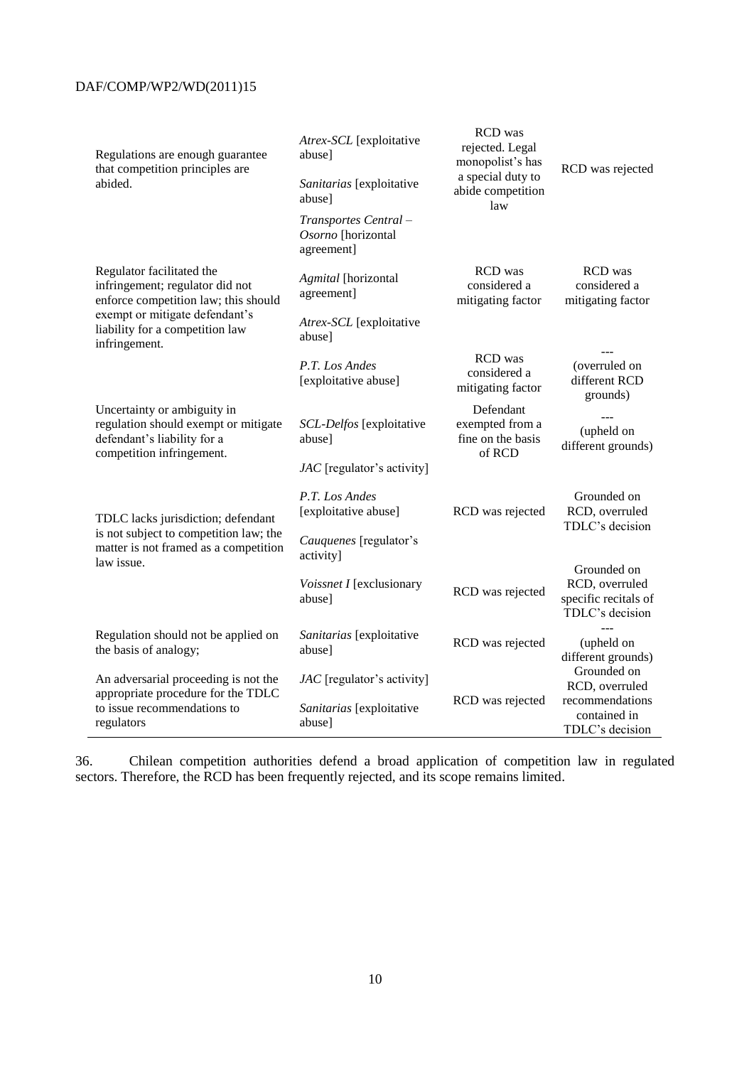| | | | |
|---|---|---|---|
| Regulations are enough guarantee that competition principles are abided. | *Atrex-SCL* [exploitative abuse]<br>*Sanitarias* [exploitative abuse] | RCD was rejected. Legal monopolist's has a special duty to abide competition law | RCD was rejected |
| | *Transportes Central – Osorno* [horizontal agreement] | | |
| Regulator facilitated the infringement; regulator did not enforce competition law; this should exempt or mitigate defendant's liability for a competition law infringement. | *Agmital* [horizontal agreement]<br>*Atrex-SCL* [exploitative abuse] | RCD was considered a mitigating factor | RCD was considered a mitigating factor |
| | *P.T. Los Andes* [exploitative abuse] | RCD was considered a mitigating factor | ---<br>(overruled on different RCD grounds) |
| Uncertainty or ambiguity in regulation should exempt or mitigate defendant's liability for a competition infringement. | *SCL-Delfos* [exploitative abuse] | Defendant exempted from a fine on the basis of RCD | ---<br>(upheld on different grounds) |
| | *JAC* [regulator's activity] | | |
| TDLC lacks jurisdiction; defendant is not subject to competition law; the matter is not framed as a competition law issue. | *P.T. Los Andes* [exploitative abuse]<br>*Cauquenes* [regulator's activity] | RCD was rejected | Grounded on RCD, overruled TDLC's decision |
| | *Voissnet I* [exclusionary abuse] | RCD was rejected | Grounded on RCD, overruled specific recitals of TDLC's decision |
| Regulation should not be applied on the basis of analogy; | *Sanitarias* [exploitative abuse] | RCD was rejected | ---<br>(upheld on different grounds) |
| An adversarial proceeding is not the appropriate procedure for the TDLC to issue recommendations to regulators | *JAC* [regulator's activity]<br>*Sanitarias* [exploitative abuse] | RCD was rejected | Grounded on RCD, overruled recommendations contained in TDLC's decision |

36. Chilean competition authorities defend a broad application of competition law in regulated sectors. Therefore, the RCD has been frequently rejected, and its scope remains limited.